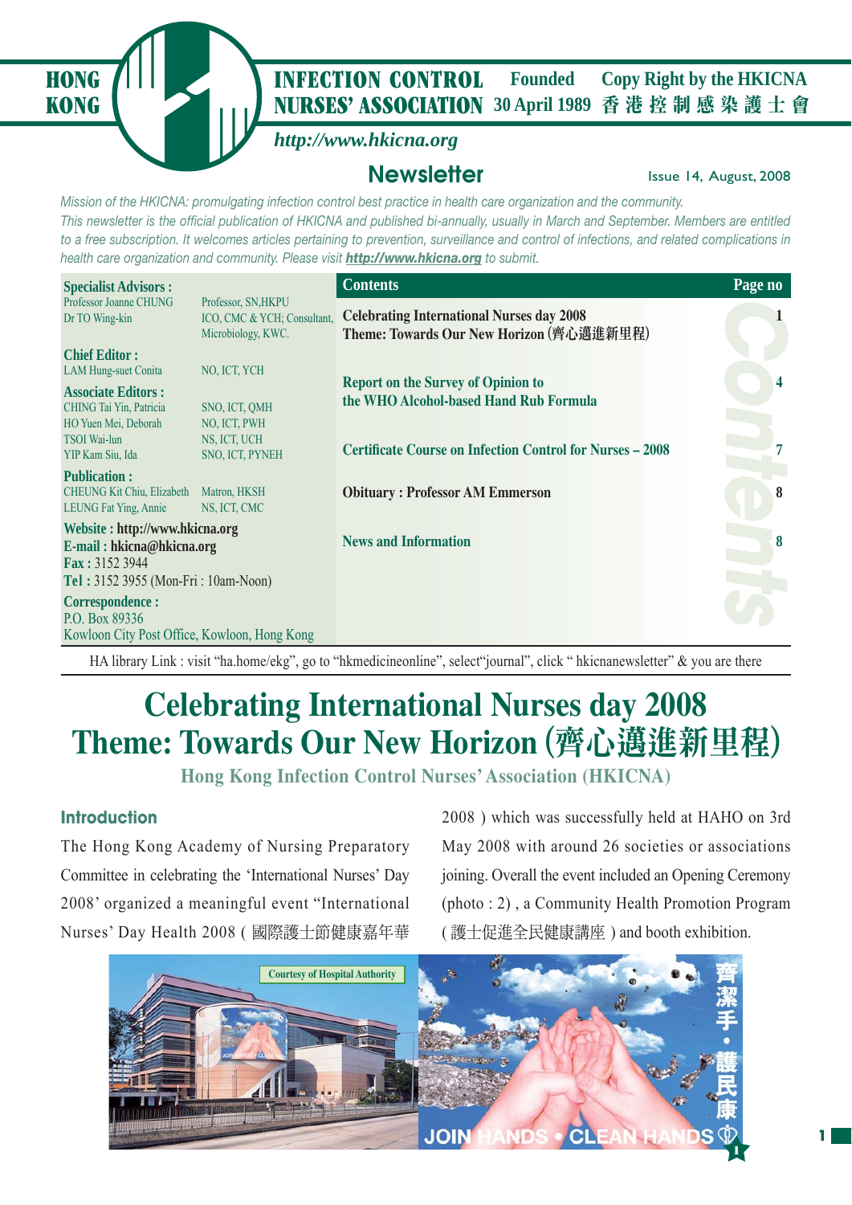# HONG KONG INFECTION CONTROL NURSES' ASSOCIATION

Founded 30 April 1989

Copy Right by the HKICNA 香港控制感染護士會

*http://www.hkicna.org*

## Newsletter

Issue 14, August, 2008

*Mission of the HKICNA: promulgating infection control best practice in health care organization and the community.*

*This newsletter is the official publication of HKICNA and published bi-annually, usually in March and September. Members are entitled to a free subscription. It welcomes articles pertaining to prevention, surveillance and control of infections, and related complications in health care organization and community. Please visit **http://www.hkicna.org** to submit.*

**Specialist Advisors :**

| | |
|---|---|
| Professor Joanne CHUNG | Professor, SN,HKPU |
| Dr TO Wing-kin | ICO, CMC & YCH; Consultant, Microbiology, KWC. |

**Chief Editor :**

| | |
|---|---|
| LAM Hung-suet Conita | NO, ICT, YCH |

**Associate Editors :**

| | |
|---|---|
| CHING Tai Yin, Patricia | SNO, ICT, QMH |
| HO Yuen Mei, Deborah | NO, ICT, PWH |
| TSOI Wai-lun | NS, ICT, UCH |
| YIP Kam Siu, Ida | SNO, ICT, PYNEH |

**Publication :**

| | |
|---|---|
| CHEUNG Kit Chiu, Elizabeth | Matron, HKSH |
| LEUNG Fat Ying, Annie | NS, ICT, CMC |

**Website :** http://www.hkicna.org
**E-mail :** hkicna@hkicna.org
**Fax :** 3152 3944
**Tel :** 3152 3955 (Mon-Fri : 10am-Noon)

**Correspondence :**
P.O. Box 89336
Kowloon City Post Office, Kowloon, Hong Kong

| Contents | Page no |
|---|---|
| Celebrating International Nurses day 2008 Theme: Towards Our New Horizon (齊心邁進新里程) | 1 |
| Report on the Survey of Opinion to the WHO Alcohol-based Hand Rub Formula | 4 |
| Certificate Course on Infection Control for Nurses – 2008 | 7 |
| Obituary : Professor AM Emmerson | 8 |
| News and Information | 8 |

HA library Link : visit "ha.home/ekg", go to "hkmedicineonline", select"journal", click " hkicnanewsletter" & you are there

# Celebrating International Nurses day 2008 Theme: Towards Our New Horizon (齊心邁進新里程)

**Hong Kong Infection Control Nurses' Association (HKICNA)**

### Introduction

The Hong Kong Academy of Nursing Preparatory Committee in celebrating the 'International Nurses' Day 2008' organized a meaningful event "International Nurses' Day Health 2008 ( 國際護士節健康嘉年華 2008 ) which was successfully held at HAHO on 3rd May 2008 with around 26 societies or associations joining. Overall the event included an Opening Ceremony (photo : 2) , a Community Health Promotion Program ( 護士促進全民健康講座 ) and booth exhibition.

Courtesy of Hospital Authority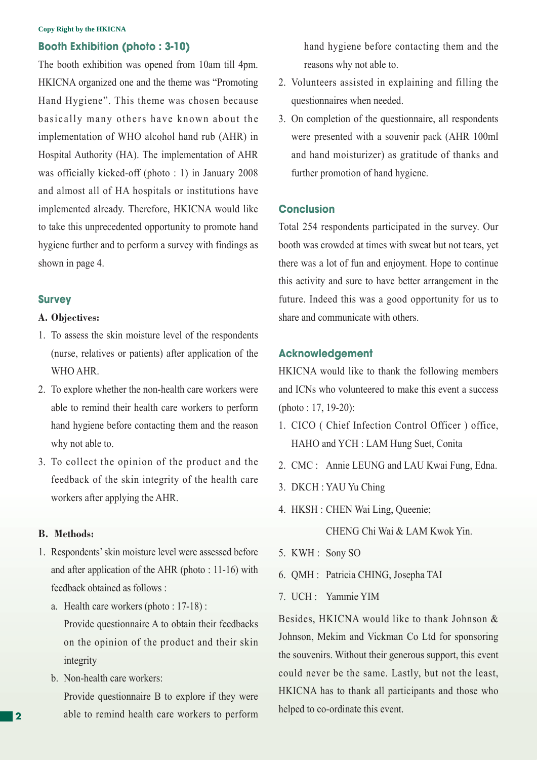**Copy Right by the HKICNA**

## Booth Exhibition (photo : 3-10)

The booth exhibition was opened from 10am till 4pm. HKICNA organized one and the theme was "Promoting Hand Hygiene". This theme was chosen because basically many others have known about the implementation of WHO alcohol hand rub (AHR) in Hospital Authority (HA). The implementation of AHR was officially kicked-off (photo : 1) in January 2008 and almost all of HA hospitals or institutions have implemented already. Therefore, HKICNA would like to take this unprecedented opportunity to promote hand hygiene further and to perform a survey with findings as shown in page 4.

## Survey

**A. Objectives:**

1. To assess the skin moisture level of the respondents (nurse, relatives or patients) after application of the WHO AHR.
2. To explore whether the non-health care workers were able to remind their health care workers to perform hand hygiene before contacting them and the reason why not able to.
3. To collect the opinion of the product and the feedback of the skin integrity of the health care workers after applying the AHR.

**B. Methods:**

1. Respondents' skin moisture level were assessed before and after application of the AHR (photo : 11-16) with feedback obtained as follows :
   a. Health care workers (photo : 17-18) :
      Provide questionnaire A to obtain their feedbacks on the opinion of the product and their skin integrity
   b. Non-health care workers:
      Provide questionnaire B to explore if they were able to remind health care workers to perform hand hygiene before contacting them and the reasons why not able to.
2. Volunteers assisted in explaining and filling the questionnaires when needed.
3. On completion of the questionnaire, all respondents were presented with a souvenir pack (AHR 100ml and hand moisturizer) as gratitude of thanks and further promotion of hand hygiene.

## Conclusion

Total 254 respondents participated in the survey. Our booth was crowded at times with sweat but not tears, yet there was a lot of fun and enjoyment. Hope to continue this activity and sure to have better arrangement in the future. Indeed this was a good opportunity for us to share and communicate with others.

## Acknowledgement

HKICNA would like to thank the following members and ICNs who volunteered to make this event a success (photo : 17, 19-20):

1. CICO ( Chief Infection Control Officer ) office, HAHO and YCH : LAM Hung Suet, Conita
2. CMC : Annie LEUNG and LAU Kwai Fung, Edna.
3. DKCH : YAU Yu Ching
4. HKSH : CHEN Wai Ling, Queenie;
   CHENG Chi Wai & LAM Kwok Yin.
5. KWH : Sony SO
6. QMH : Patricia CHING, Josepha TAI
7. UCH : Yammie YIM

Besides, HKICNA would like to thank Johnson & Johnson, Mekim and Vickman Co Ltd for sponsoring the souvenirs. Without their generous support, this event could never be the same. Lastly, but not the least, HKICNA has to thank all participants and those who helped to co-ordinate this event.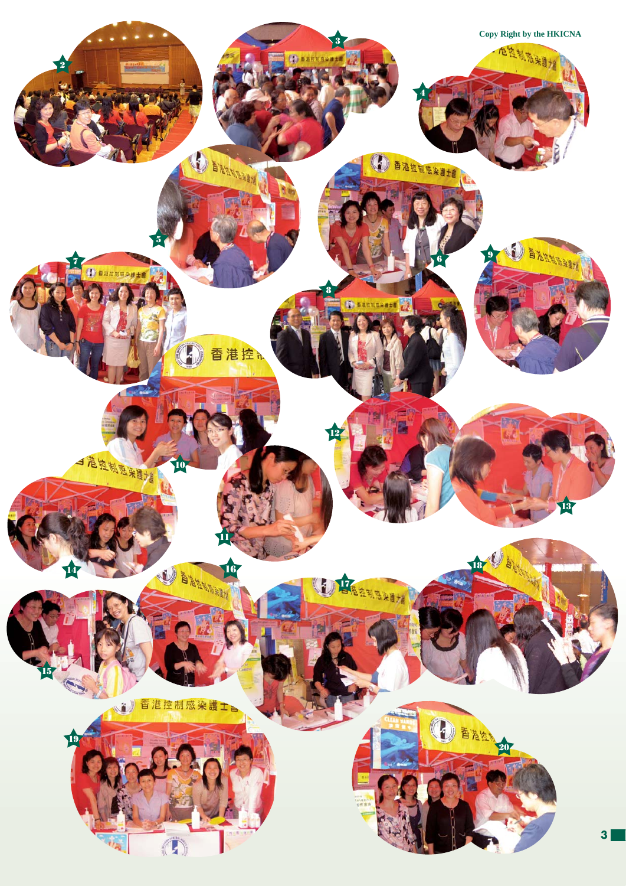Copy Right by the HKICNA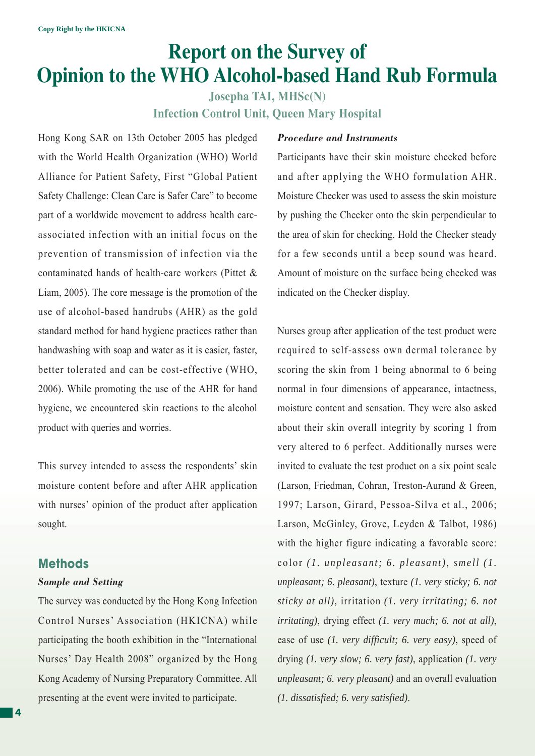# Report on the Survey of Opinion to the WHO Alcohol-based Hand Rub Formula

**Josepha TAI, MHSc(N)**
**Infection Control Unit, Queen Mary Hospital**

Hong Kong SAR on 13th October 2005 has pledged with the World Health Organization (WHO) World Alliance for Patient Safety, First "Global Patient Safety Challenge: Clean Care is Safer Care" to become part of a worldwide movement to address health care-associated infection with an initial focus on the prevention of transmission of infection via the contaminated hands of health-care workers (Pittet & Liam, 2005). The core message is the promotion of the use of alcohol-based handrubs (AHR) as the gold standard method for hand hygiene practices rather than handwashing with soap and water as it is easier, faster, better tolerated and can be cost-effective (WHO, 2006). While promoting the use of the AHR for hand hygiene, we encountered skin reactions to the alcohol product with queries and worries.

This survey intended to assess the respondents' skin moisture content before and after AHR application with nurses' opinion of the product after application sought.

## Methods

### *Sample and Setting*

The survey was conducted by the Hong Kong Infection Control Nurses' Association (HKICNA) while participating the booth exhibition in the "International Nurses' Day Health 2008" organized by the Hong Kong Academy of Nursing Preparatory Committee. All presenting at the event were invited to participate.

### *Procedure and Instruments*

Participants have their skin moisture checked before and after applying the WHO formulation AHR. Moisture Checker was used to assess the skin moisture by pushing the Checker onto the skin perpendicular to the area of skin for checking. Hold the Checker steady for a few seconds until a beep sound was heard. Amount of moisture on the surface being checked was indicated on the Checker display.

Nurses group after application of the test product were required to self-assess own dermal tolerance by scoring the skin from 1 being abnormal to 6 being normal in four dimensions of appearance, intactness, moisture content and sensation. They were also asked about their skin overall integrity by scoring 1 from very altered to 6 perfect. Additionally nurses were invited to evaluate the test product on a six point scale (Larson, Friedman, Cohran, Treston-Aurand & Green, 1997; Larson, Girard, Pessoa-Silva et al., 2006; Larson, McGinley, Grove, Leyden & Talbot, 1986) with the higher figure indicating a favorable score: color *(1. unpleasant; 6. pleasant)*, smell *(1. unpleasant; 6. pleasant)*, texture *(1. very sticky; 6. not sticky at all)*, irritation *(1. very irritating; 6. not irritating)*, drying effect *(1. very much; 6. not at all)*, ease of use *(1. very difficult; 6. very easy)*, speed of drying *(1. very slow; 6. very fast)*, application *(1. very unpleasant; 6. very pleasant)* and an overall evaluation *(1. dissatisfied; 6. very satisfied)*.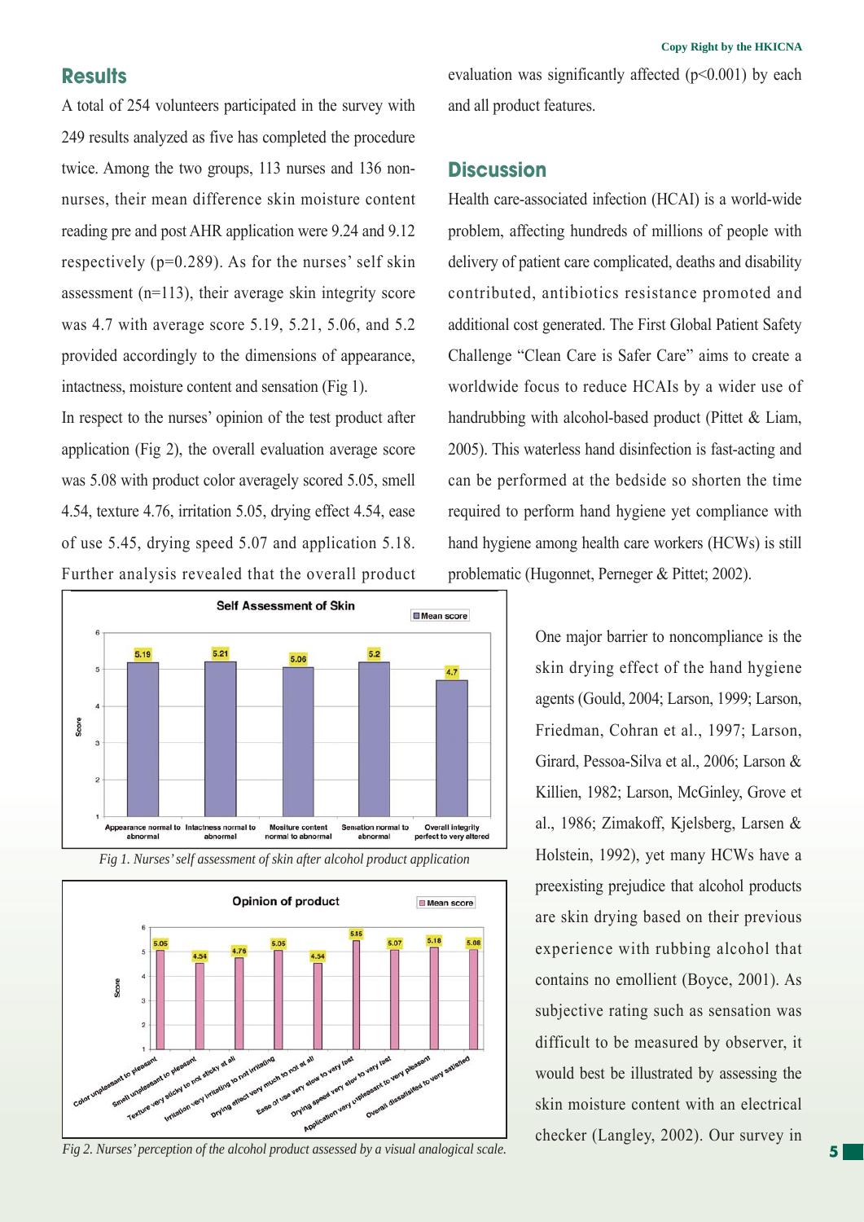## Results

A total of 254 volunteers participated in the survey with 249 results analyzed as five has completed the procedure twice. Among the two groups, 113 nurses and 136 non-nurses, their mean difference skin moisture content reading pre and post AHR application were 9.24 and 9.12 respectively (p=0.289). As for the nurses' self skin assessment (n=113), their average skin integrity score was 4.7 with average score 5.19, 5.21, 5.06, and 5.2 provided accordingly to the dimensions of appearance, intactness, moisture content and sensation (Fig 1).

In respect to the nurses' opinion of the test product after application (Fig 2), the overall evaluation average score was 5.08 with product color averagely scored 5.05, smell 4.54, texture 4.76, irritation 5.05, drying effect 4.54, ease of use 5.45, drying speed 5.07 and application 5.18. Further analysis revealed that the overall product evaluation was significantly affected (p<0.001) by each and all product features.

**Self Assessment of Skin** (Mean score)

| Dimension | Mean score |
|---|---|
| Appearance normal to abnormal | 5.19 |
| Intactness normal to abnormal | 5.21 |
| Mositure content normal to abnormal | 5.06 |
| Sensation normal to abnormal | 5.2 |
| Overall integrity perfect to very altered | 4.7 |

*Fig 1. Nurses' self assessment of skin after alcohol product application*

**Opinion of product** (Mean score)

| Feature | Mean score |
|---|---|
| Color unpleasant to pleasant | 5.05 |
| Smell unpleasant to pleasant | 4.54 |
| Texture very sticky to not sticky at all | 4.76 |
| Irritation very irritating to not irritating | 5.05 |
| Drying effect very much to not at all | 4.54 |
| Ease of use very slow to very fast | 5.45 |
| Drying speed very slow to very fast | 5.07 |
| Application very unpleasant to very pleasant | 5.18 |
| Overall dissatisfied to very satisfied | 5.08 |

*Fig 2. Nurses' perception of the alcohol product assessed by a visual analogical scale.*

## Discussion

Health care-associated infection (HCAI) is a world-wide problem, affecting hundreds of millions of people with delivery of patient care complicated, deaths and disability contributed, antibiotics resistance promoted and additional cost generated. The First Global Patient Safety Challenge "Clean Care is Safer Care" aims to create a worldwide focus to reduce HCAIs by a wider use of handrubbing with alcohol-based product (Pittet & Liam, 2005). This waterless hand disinfection is fast-acting and can be performed at the bedside so shorten the time required to perform hand hygiene yet compliance with hand hygiene among health care workers (HCWs) is still problematic (Hugonnet, Perneger & Pittet; 2002).

One major barrier to noncompliance is the skin drying effect of the hand hygiene agents (Gould, 2004; Larson, 1999; Larson, Friedman, Cohran et al., 1997; Larson, Girard, Pessoa-Silva et al., 2006; Larson & Killien, 1982; Larson, McGinley, Grove et al., 1986; Zimakoff, Kjelsberg, Larsen & Holstein, 1992), yet many HCWs have a preexisting prejudice that alcohol products are skin drying based on their previous experience with rubbing alcohol that contains no emollient (Boyce, 2001). As subjective rating such as sensation was difficult to be measured by observer, it would best be illustrated by assessing the skin moisture content with an electrical checker (Langley, 2002). Our survey in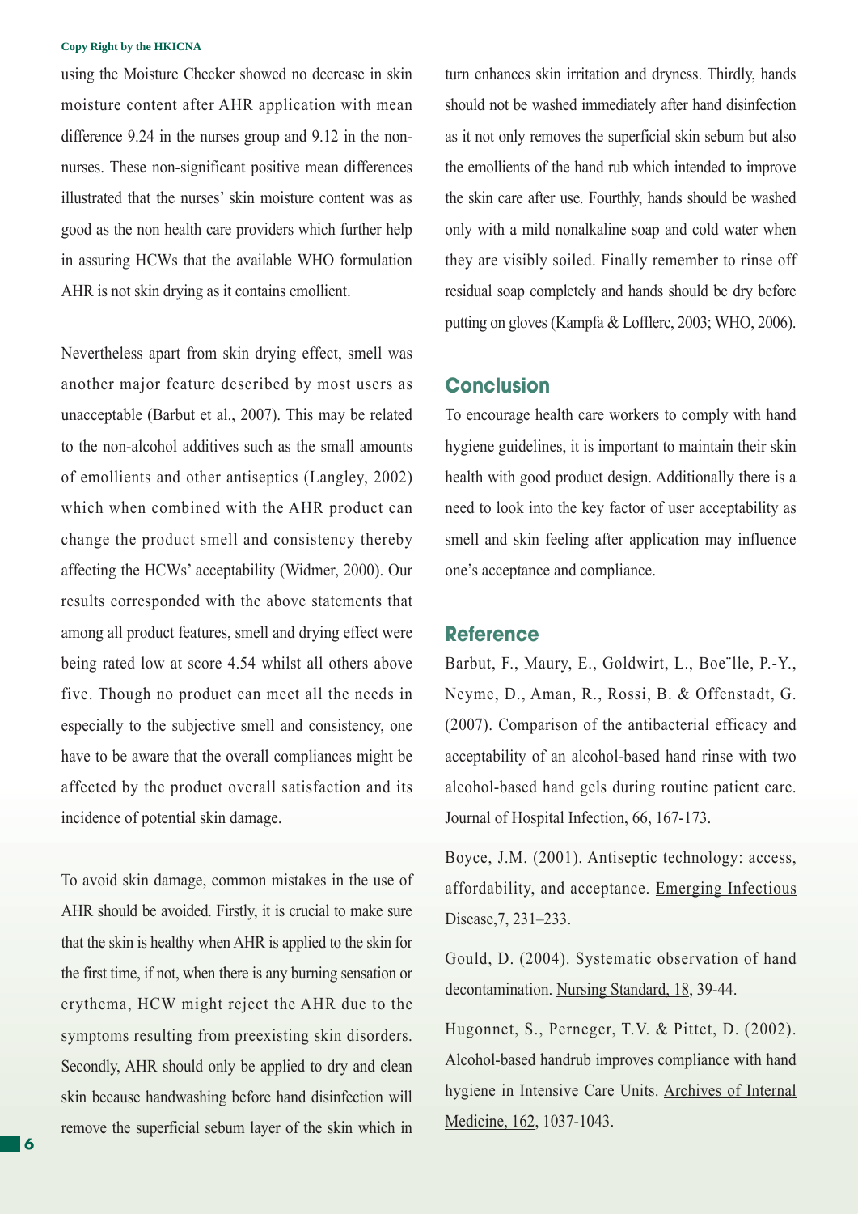using the Moisture Checker showed no decrease in skin moisture content after AHR application with mean difference 9.24 in the nurses group and 9.12 in the non-nurses. These non-significant positive mean differences illustrated that the nurses' skin moisture content was as good as the non health care providers which further help in assuring HCWs that the available WHO formulation AHR is not skin drying as it contains emollient.

Nevertheless apart from skin drying effect, smell was another major feature described by most users as unacceptable (Barbut et al., 2007). This may be related to the non-alcohol additives such as the small amounts of emollients and other antiseptics (Langley, 2002) which when combined with the AHR product can change the product smell and consistency thereby affecting the HCWs' acceptability (Widmer, 2000). Our results corresponded with the above statements that among all product features, smell and drying effect were being rated low at score 4.54 whilst all others above five. Though no product can meet all the needs in especially to the subjective smell and consistency, one have to be aware that the overall compliances might be affected by the product overall satisfaction and its incidence of potential skin damage.

To avoid skin damage, common mistakes in the use of AHR should be avoided. Firstly, it is crucial to make sure that the skin is healthy when AHR is applied to the skin for the first time, if not, when there is any burning sensation or erythema, HCW might reject the AHR due to the symptoms resulting from preexisting skin disorders. Secondly, AHR should only be applied to dry and clean skin because handwashing before hand disinfection will remove the superficial sebum layer of the skin which in turn enhances skin irritation and dryness. Thirdly, hands should not be washed immediately after hand disinfection as it not only removes the superficial skin sebum but also the emollients of the hand rub which intended to improve the skin care after use. Fourthly, hands should be washed only with a mild nonalkaline soap and cold water when they are visibly soiled. Finally remember to rinse off residual soap completely and hands should be dry before putting on gloves (Kampfa & Lofflerc, 2003; WHO, 2006).

## Conclusion

To encourage health care workers to comply with hand hygiene guidelines, it is important to maintain their skin health with good product design. Additionally there is a need to look into the key factor of user acceptability as smell and skin feeling after application may influence one's acceptance and compliance.

## Reference

Barbut, F., Maury, E., Goldwirt, L., Boe¨lle, P.-Y., Neyme, D., Aman, R., Rossi, B. & Offenstadt, G. (2007). Comparison of the antibacterial efficacy and acceptability of an alcohol-based hand rinse with two alcohol-based hand gels during routine patient care. Journal of Hospital Infection, 66, 167-173.

Boyce, J.M. (2001). Antiseptic technology: access, affordability, and acceptance. Emerging Infectious Disease,7, 231–233.

Gould, D. (2004). Systematic observation of hand decontamination. Nursing Standard, 18, 39-44.

Hugonnet, S., Perneger, T.V. & Pittet, D. (2002). Alcohol-based handrub improves compliance with hand hygiene in Intensive Care Units. Archives of Internal Medicine, 162, 1037-1043.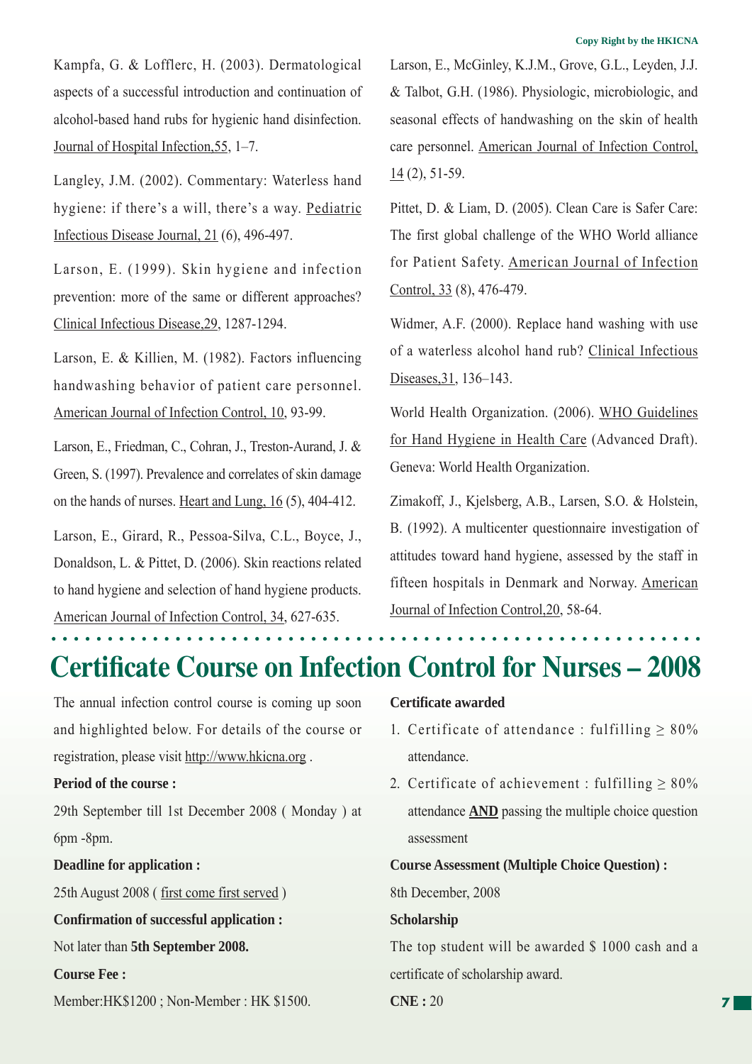Kampfa, G. & Lofflerc, H. (2003). Dermatological aspects of a successful introduction and continuation of alcohol-based hand rubs for hygienic hand disinfection. Journal of Hospital Infection,55, 1–7.

Langley, J.M. (2002). Commentary: Waterless hand hygiene: if there's a will, there's a way. Pediatric Infectious Disease Journal, 21 (6), 496-497.

Larson, E. (1999). Skin hygiene and infection prevention: more of the same or different approaches? Clinical Infectious Disease,29, 1287-1294.

Larson, E. & Killien, M. (1982). Factors influencing handwashing behavior of patient care personnel. American Journal of Infection Control, 10, 93-99.

Larson, E., Friedman, C., Cohran, J., Treston-Aurand, J. & Green, S. (1997). Prevalence and correlates of skin damage on the hands of nurses. Heart and Lung, 16 (5), 404-412.

Larson, E., Girard, R., Pessoa-Silva, C.L., Boyce, J., Donaldson, L. & Pittet, D. (2006). Skin reactions related to hand hygiene and selection of hand hygiene products. American Journal of Infection Control, 34, 627-635.

Larson, E., McGinley, K.J.M., Grove, G.L., Leyden, J.J. & Talbot, G.H. (1986). Physiologic, microbiologic, and seasonal effects of handwashing on the skin of health care personnel. American Journal of Infection Control, 14 (2), 51-59.

Pittet, D. & Liam, D. (2005). Clean Care is Safer Care: The first global challenge of the WHO World alliance for Patient Safety. American Journal of Infection Control, 33 (8), 476-479.

Widmer, A.F. (2000). Replace hand washing with use of a waterless alcohol hand rub? Clinical Infectious Diseases,31, 136–143.

World Health Organization. (2006). WHO Guidelines for Hand Hygiene in Health Care (Advanced Draft). Geneva: World Health Organization.

Zimakoff, J., Kjelsberg, A.B., Larsen, S.O. & Holstein, B. (1992). A multicenter questionnaire investigation of attitudes toward hand hygiene, assessed by the staff in fifteen hospitals in Denmark and Norway. American Journal of Infection Control,20, 58-64.

# Certificate Course on Infection Control for Nurses – 2008

The annual infection control course is coming up soon and highlighted below. For details of the course or registration, please visit http://www.hkicna.org .

**Period of the course :**

29th September till 1st December 2008 ( Monday ) at 6pm -8pm.

**Deadline for application :**

25th August 2008 ( first come first served )

**Confirmation of successful application :**

Not later than **5th September 2008.**

**Course Fee :**

Member:HK$1200 ; Non-Member : HK $1500.

**Certificate awarded**

1. Certificate of attendance : fulfilling $\geq$ 80% attendance.
2. Certificate of achievement : fulfilling $\geq$ 80% attendance **AND** passing the multiple choice question assessment

**Course Assessment (Multiple Choice Question) :**

8th December, 2008

**Scholarship**

The top student will be awarded $ 1000 cash and a certificate of scholarship award.

**CNE :** 20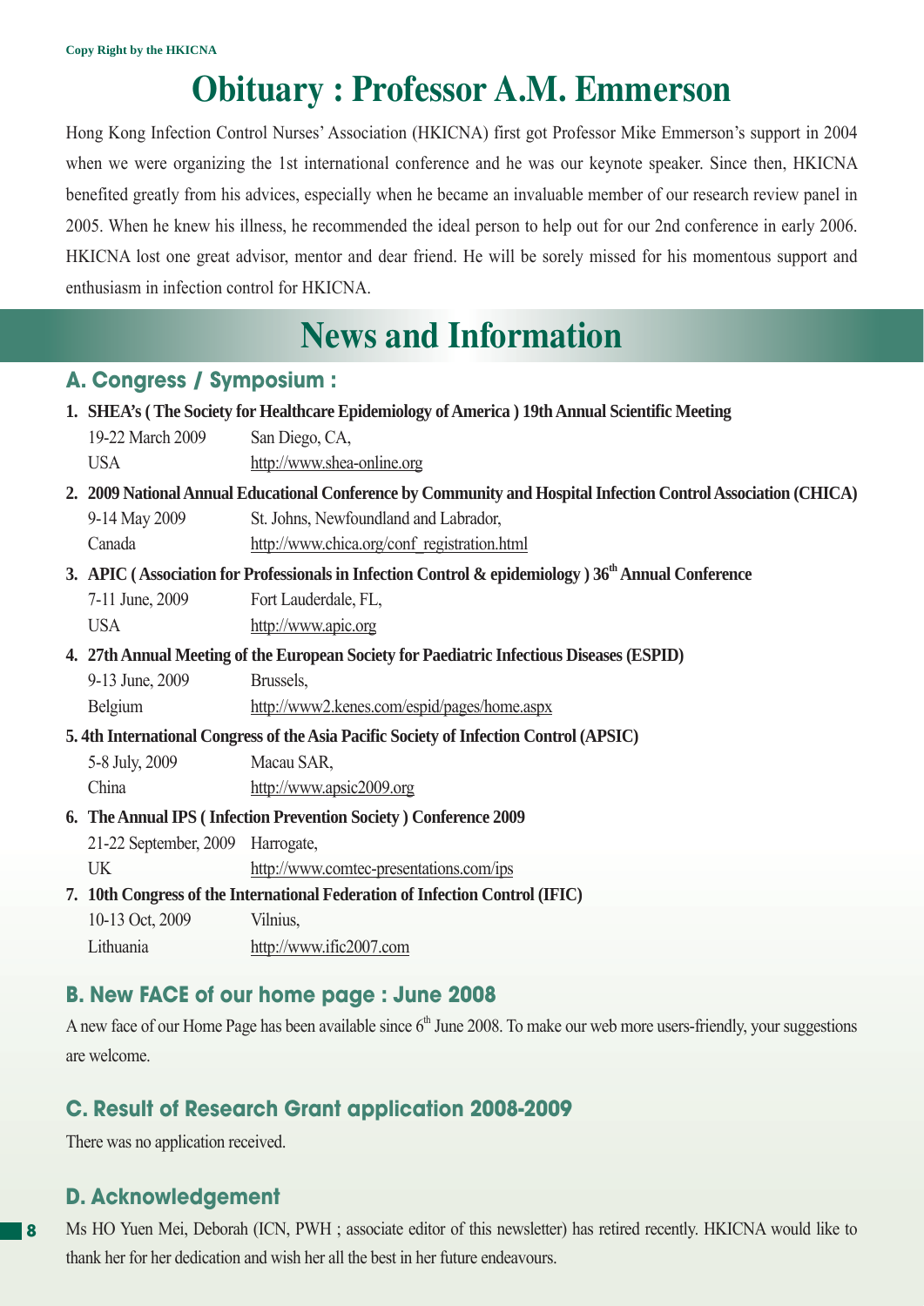Copy Right by the HKICNA

# Obituary : Professor A.M. Emmerson

Hong Kong Infection Control Nurses' Association (HKICNA) first got Professor Mike Emmerson's support in 2004 when we were organizing the 1st international conference and he was our keynote speaker. Since then, HKICNA benefited greatly from his advices, especially when he became an invaluable member of our research review panel in 2005. When he knew his illness, he recommended the ideal person to help out for our 2nd conference in early 2006. HKICNA lost one great advisor, mentor and dear friend. He will be sorely missed for his momentous support and enthusiasm in infection control for HKICNA.

# News and Information

## A. Congress / Symposium :

**1. SHEA's ( The Society for Healthcare Epidemiology of America ) 19th Annual Scientific Meeting**

19-22 March 2009 — San Diego, CA, USA — http://www.shea-online.org

**2. 2009 National Annual Educational Conference by Community and Hospital Infection Control Association (CHICA)**

9-14 May 2009 — St. Johns, Newfoundland and Labrador, Canada — http://www.chica.org/conf_registration.html

**3. APIC ( Association for Professionals in Infection Control & epidemiology ) 36th Annual Conference**

7-11 June, 2009 — Fort Lauderdale, FL, USA — http://www.apic.org

**4. 27th Annual Meeting of the European Society for Paediatric Infectious Diseases (ESPID)**

9-13 June, 2009 — Brussels, Belgium — http://www2.kenes.com/espid/pages/home.aspx

**5. 4th International Congress of the Asia Pacific Society of Infection Control (APSIC)**

5-8 July, 2009 — Macau SAR, China — http://www.apsic2009.org

**6. The Annual IPS ( Infection Prevention Society ) Conference 2009**

21-22 September, 2009 — Harrogate, UK — http://www.comtec-presentations.com/ips

**7. 10th Congress of the International Federation of Infection Control (IFIC)**

10-13 Oct, 2009 — Vilnius, Lithuania — http://www.ific2007.com

## B. New FACE of our home page : June 2008

A new face of our Home Page has been available since 6th June 2008. To make our web more users-friendly, your suggestions are welcome.

## C. Result of Research Grant application 2008-2009

There was no application received.

## D. Acknowledgement

Ms HO Yuen Mei, Deborah (ICN, PWH ; associate editor of this newsletter) has retired recently. HKICNA would like to thank her for her dedication and wish her all the best in her future endeavours.